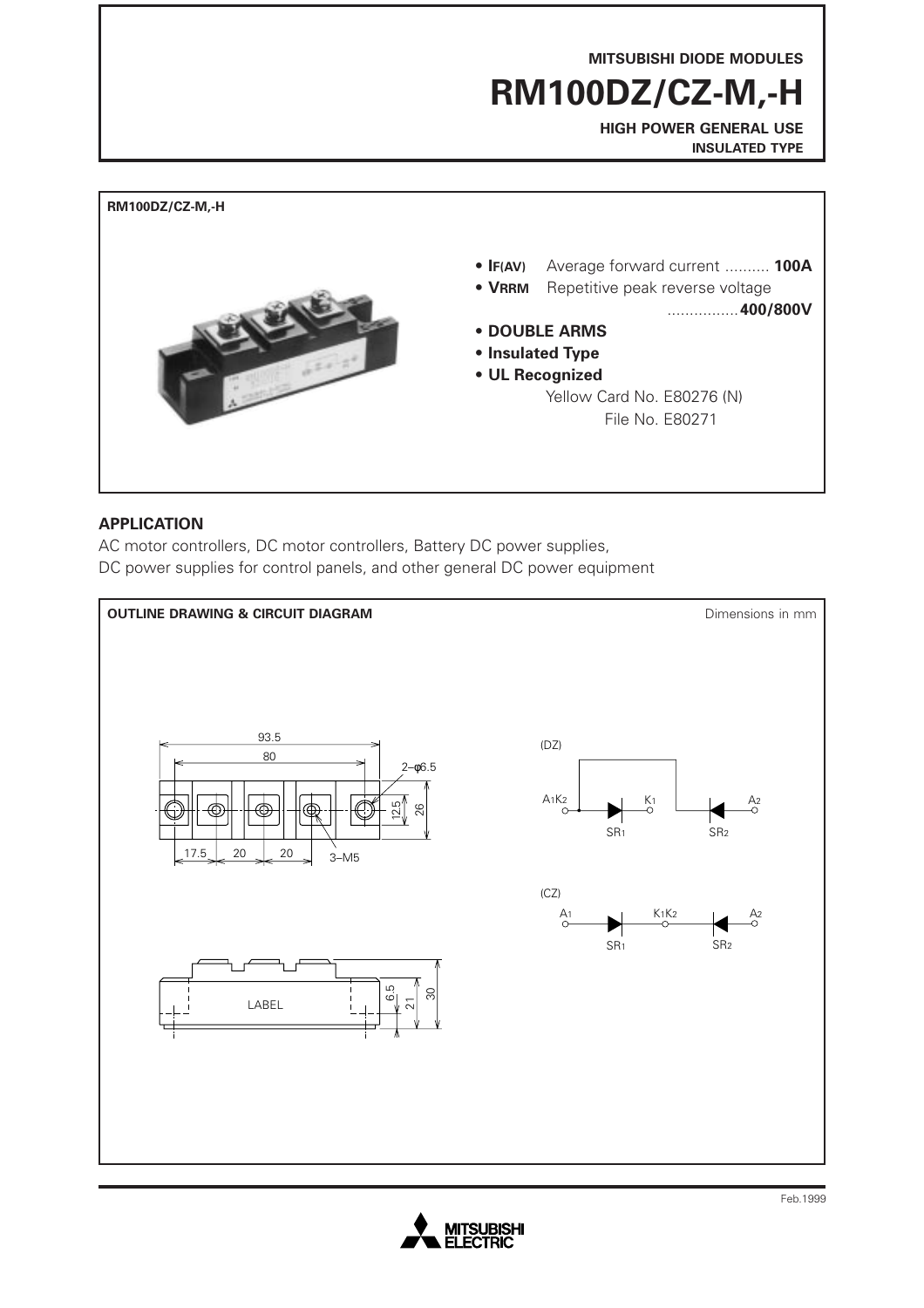MITSUBISHI DIODE MODULES

# RM100DZ/CZ-M,-H

**HIGH POWER GENERAL USE**
**INSULATED TYPE**

**RM100DZ/CZ-M,-H**

- **$I_{F(AV)}$** Average forward current .......... **100A**
- **$V_{RRM}$** Repetitive peak reverse voltage ................ **400/800V**
- **DOUBLE ARMS**
- **Insulated Type**
- **UL Recognized**
  Yellow Card No. E80276 (N)
  File No. E80271

## APPLICATION

AC motor controllers, DC motor controllers, Battery DC power supplies, DC power supplies for control panels, and other general DC power equipment

## OUTLINE DRAWING & CIRCUIT DIAGRAM

Dimensions in mm

93.5
80
2–φ6.5
12.5
26
17.5 20 20
3–M5

LABEL
6.5
21
30

(DZ)
$A_1K_2$ $K_1$ $A_2$
$SR_1$ $SR_2$

(CZ)
$A_1$ $K_1K_2$ $A_2$
$SR_1$ $SR_2$

Feb.1999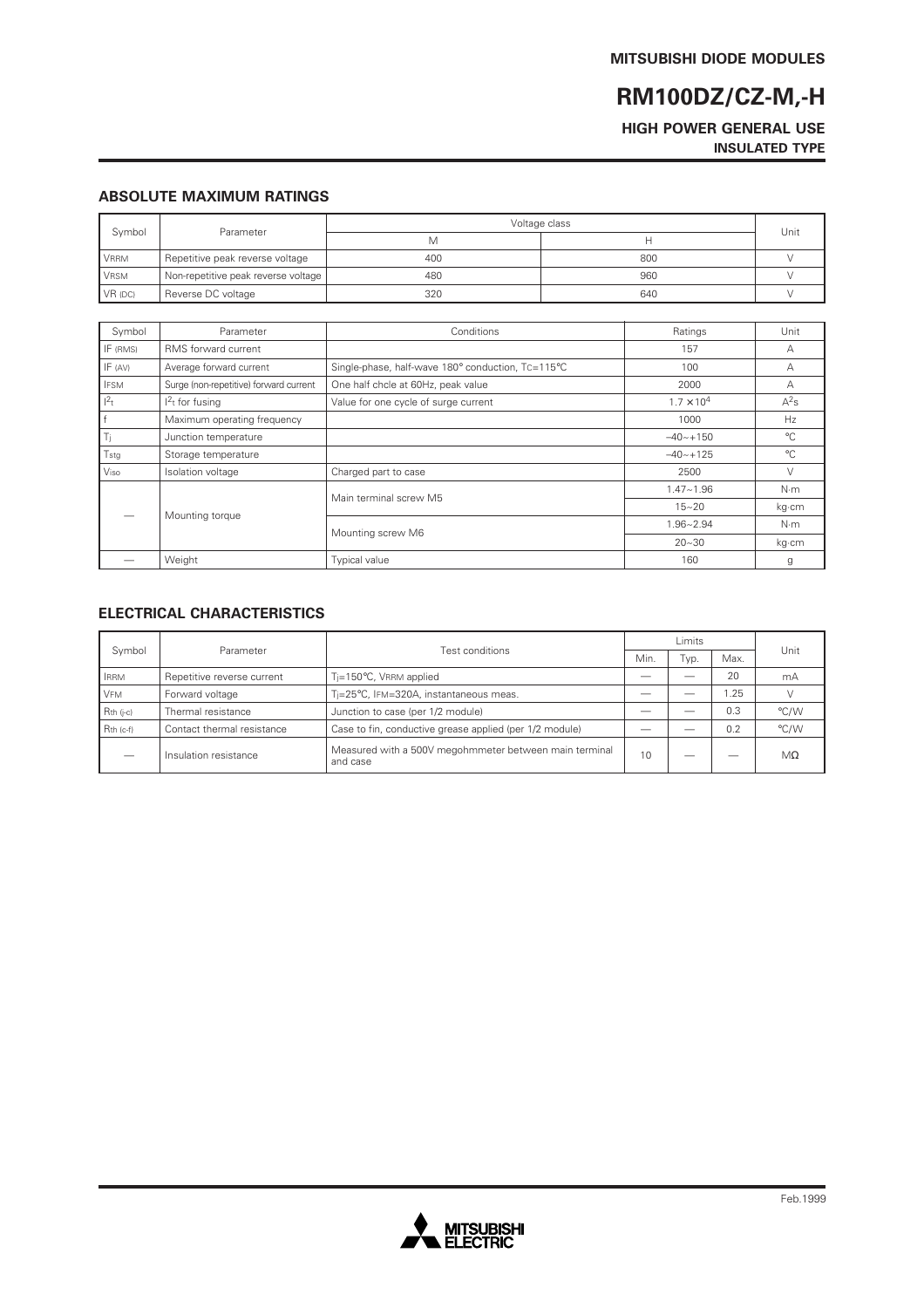MITSUBISHI DIODE MODULES

# RM100DZ/CZ-M,-H

**HIGH POWER GENERAL USE**
**INSULATED TYPE**

## ABSOLUTE MAXIMUM RATINGS

| Symbol | Parameter | Voltage class | | Unit |
|---|---|---|---|---|
| | | M | H | |
| $V_{RRM}$ | Repetitive peak reverse voltage | 400 | 800 | V |
| $V_{RSM}$ | Non-repetitive peak reverse voltage | 480 | 960 | V |
| $V_{R\ (DC)}$ | Reverse DC voltage | 320 | 640 | V |

| Symbol | Parameter | Conditions | Ratings | Unit |
|---|---|---|---|---|
| $I_{F\ (RMS)}$ | RMS forward current | | 157 | A |
| $I_{F\ (AV)}$ | Average forward current | Single-phase, half-wave 180° conduction, $T_C$=115°C | 100 | A |
| $I_{FSM}$ | Surge (non-repetitive) forward current | One half chcle at 60Hz, peak value | 2000 | A |
| $I^2t$ | $I^2t$ for fusing | Value for one cycle of surge current | $1.7 \times 10^4$ | $A^2s$ |
| f | Maximum operating frequency | | 1000 | Hz |
| $T_j$ | Junction temperature | | –40~+150 | °C |
| $T_{stg}$ | Storage temperature | | –40~+125 | °C |
| $V_{iso}$ | Isolation voltage | Charged part to case | 2500 | V |
| — | Mounting torque | Main terminal screw M5 | 1.47~1.96 | N·m |
| | | | 15~20 | kg·cm |
| | | Mounting screw M6 | 1.96~2.94 | N·m |
| | | | 20~30 | kg·cm |
| — | Weight | Typical value | 160 | g |

## ELECTRICAL CHARACTERISTICS

| Symbol | Parameter | Test conditions | Limits | | | Unit |
|---|---|---|---|---|---|---|
| | | | Min. | Typ. | Max. | |
| $I_{RRM}$ | Repetitive reverse current | $T_j$=150°C, $V_{RRM}$ applied | — | — | 20 | mA |
| $V_{FM}$ | Forward voltage | $T_j$=25°C, $I_{FM}$=320A, instantaneous meas. | — | — | 1.25 | V |
| $R_{th\ (j-c)}$ | Thermal resistance | Junction to case (per 1/2 module) | — | — | 0.3 | °C/W |
| $R_{th\ (c-f)}$ | Contact thermal resistance | Case to fin, conductive grease applied (per 1/2 module) | — | — | 0.2 | °C/W |
| — | Insulation resistance | Measured with a 500V megohmmeter between main terminal and case | 10 | — | — | MΩ |

Feb.1999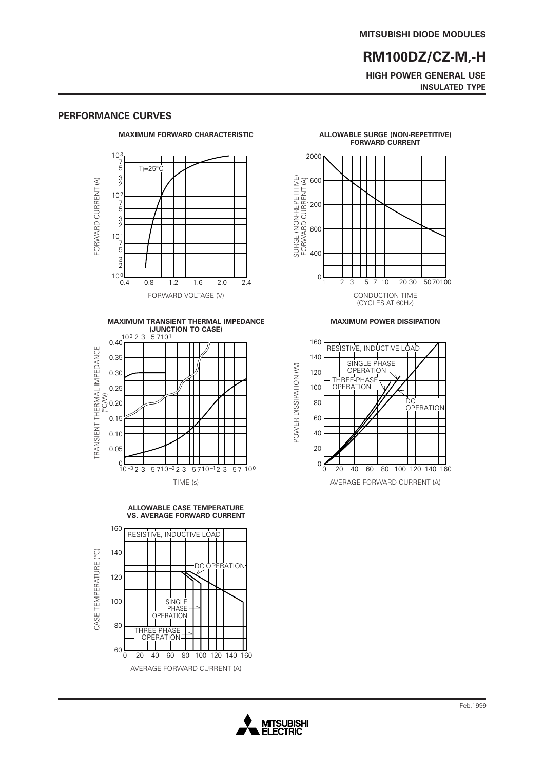## PERFORMANCE CURVES

**MAXIMUM FORWARD CHARACTERISTIC**

FORWARD CURRENT (A)

$10^3$ 7 5 3 2 $10^2$ 7 5 3 2 $10^1$ 7 5 3 2 $10^0$

$T_j$=25°C

0.4 0.8 1.2 1.6 2.0 2.4

FORWARD VOLTAGE (V)

**ALLOWABLE SURGE (NON-REPETITIVE) FORWARD CURRENT**

SURGE (NON-REPETITIVE) FORWARD CURRENT (A)

2000 1600 1200 800 400 0

1 2 3 5 7 10 20 30 50 70 100

CONDUCTION TIME (CYCLES AT 60Hz)

**MAXIMUM TRANSIENT THERMAL IMPEDANCE (JUNCTION TO CASE)**

TRANSIENT THERMAL IMPEDANCE (°C/W)

$10^0$ 2 3 5 7 $10^1$

0.40 0.35 0.30 0.25 0.20 0.15 0.10 0.05 0

$10^{-3}$ 2 3 5 7 $10^{-2}$ 2 3 5 7 $10^{-1}$ 2 3 5 7 $10^0$

TIME (s)

**MAXIMUM POWER DISSIPATION**

POWER DISSIPATION (W)

160 140 120 100 80 60 40 20 0

RESISTIVE, INDUCTIVE LOAD

SINGLE-PHASE OPERATION

THREE-PHASE OPERATION

DC OPERATION

0 20 40 60 80 100 120 140 160

AVERAGE FORWARD CURRENT (A)

**ALLOWABLE CASE TEMPERATURE VS. AVERAGE FORWARD CURRENT**

CASE TEMPERATURE (°C)

160 140 120 100 80 60

RESISTIVE, INDUCTIVE LOAD

DC OPERATION

SINGLE PHASE OPERATION

THREE-PHASE OPERATION

0 20 40 60 80 100 120 140 160

AVERAGE FORWARD CURRENT (A)